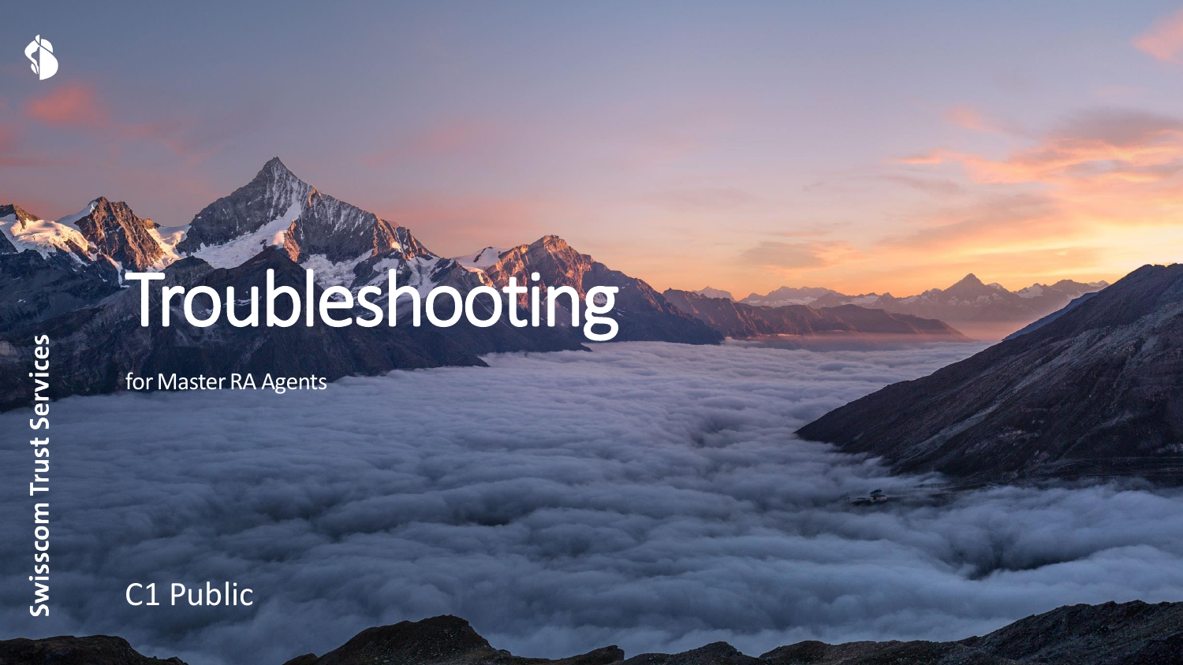# Troubleshooting

for Master RA Agents

C1 Public

Swisscom Trust Services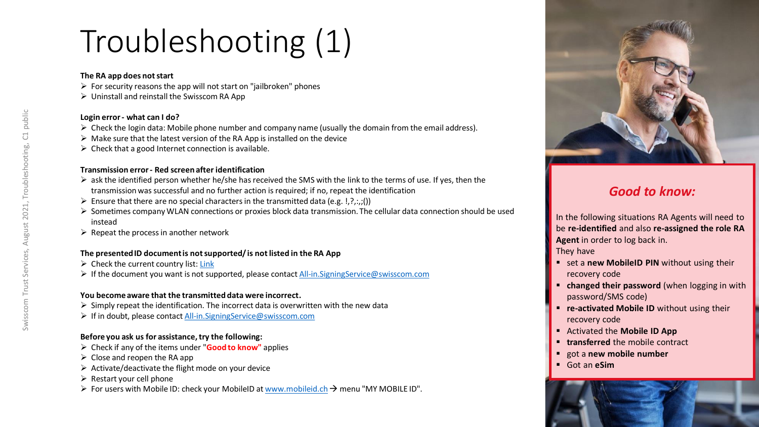# Troubleshooting (1)

**The RA app does not start**

- For security reasons the app will not start on "jailbroken" phones
- Uninstall and reinstall the Swisscom RA App

**Login error - what can I do?**

- Check the login data: Mobile phone number and company name (usually the domain from the email address).
- Make sure that the latest version of the RA App is installed on the device
- Check that a good Internet connection is available.

**Transmission error - Red screen after identification**

- ask the identified person whether he/she has received the SMS with the link to the terms of use. If yes, then the transmission was successful and no further action is required; if no, repeat the identification
- Ensure that there are no special characters in the transmitted data (e.g. !,?,:,;())
- Sometimes company WLAN connections or proxies block data transmission. The cellular data connection should be used instead
- Repeat the process in another network

**The presented ID document is not supported/ is not listed in the RA App**

- Check the current country list: [Link]
- If the document you want is not supported, please contact All-in.SigningService@swisscom.com

**You become aware that the transmitted data were incorrect.**

- Simply repeat the identification. The incorrect data is overwritten with the new data
- If in doubt, please contact All-in.SigningService@swisscom.com

**Before you ask us for assistance, try the following:**

- Check if any of the items under "**Good to know**" applies
- Close and reopen the RA app
- Activate/deactivate the flight mode on your device
- Restart your cell phone
- For users with Mobile ID: check your MobileID at www.mobileid.ch → menu "MY MOBILE ID".

## *Good to know:*

In the following situations RA Agents will need to be **re-identified** and also **re-assigned the role RA Agent** in order to log back in.
They have

- set a **new MobileID PIN** without using their recovery code
- **changed their password** (when logging in with password/SMS code)
- **re-activated Mobile ID** without using their recovery code
- Activated the **Mobile ID App**
- **transferred** the mobile contract
- got a **new mobile number**
- Got an **eSim**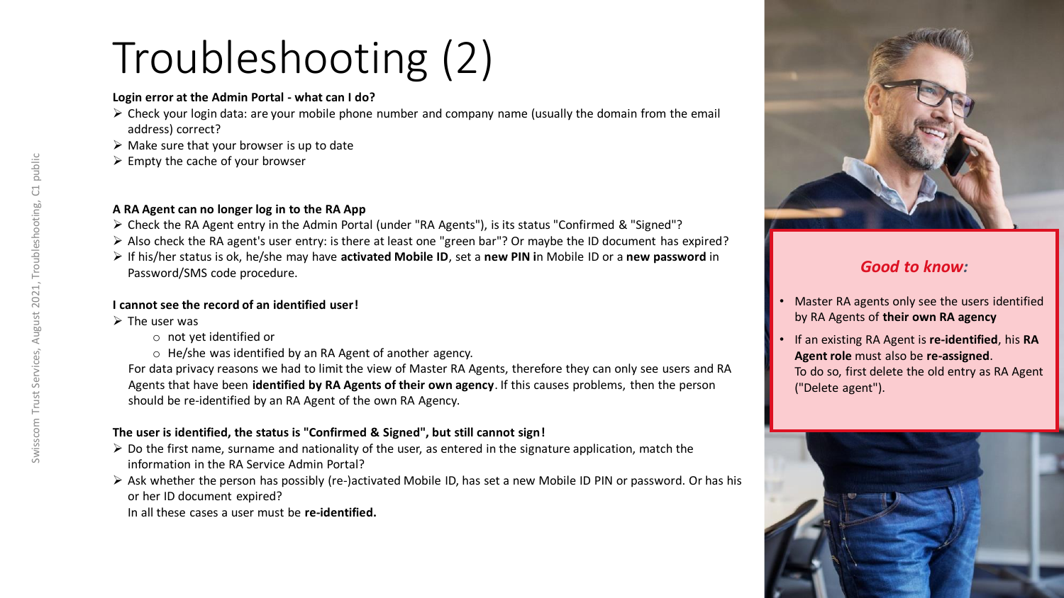# Troubleshooting (2)

**Login error at the Admin Portal - what can I do?**

- Check your login data: are your mobile phone number and company name (usually the domain from the email address) correct?
- Make sure that your browser is up to date
- Empty the cache of your browser

**A RA Agent can no longer log in to the RA App**

- Check the RA Agent entry in the Admin Portal (under "RA Agents"), is its status "Confirmed & "Signed"?
- Also check the RA agent's user entry: is there at least one "green bar"? Or maybe the ID document has expired?
- If his/her status is ok, he/she may have **activated Mobile ID**, set a **new PIN i**n Mobile ID or a **new password** in Password/SMS code procedure.

**I cannot see the record of an identified user!**

- The user was
  - not yet identified or
  - He/she was identified by an RA Agent of another agency.

  For data privacy reasons we had to limit the view of Master RA Agents, therefore they can only see users and RA Agents that have been **identified by RA Agents of their own agency**. If this causes problems, then the person should be re-identified by an RA Agent of the own RA Agency.

**The user is identified, the status is "Confirmed & Signed", but still cannot sign!**

- Do the first name, surname and nationality of the user, as entered in the signature application, match the information in the RA Service Admin Portal?
- Ask whether the person has possibly (re-)activated Mobile ID, has set a new Mobile ID PIN or password. Or has his or her ID document expired?

  In all these cases a user must be **re-identified.**

***Good to know:***

- Master RA agents only see the users identified by RA Agents of **their own RA agency**
- If an existing RA Agent is **re-identified**, his **RA Agent role** must also be **re-assigned**.
  To do so, first delete the old entry as RA Agent ("Delete agent").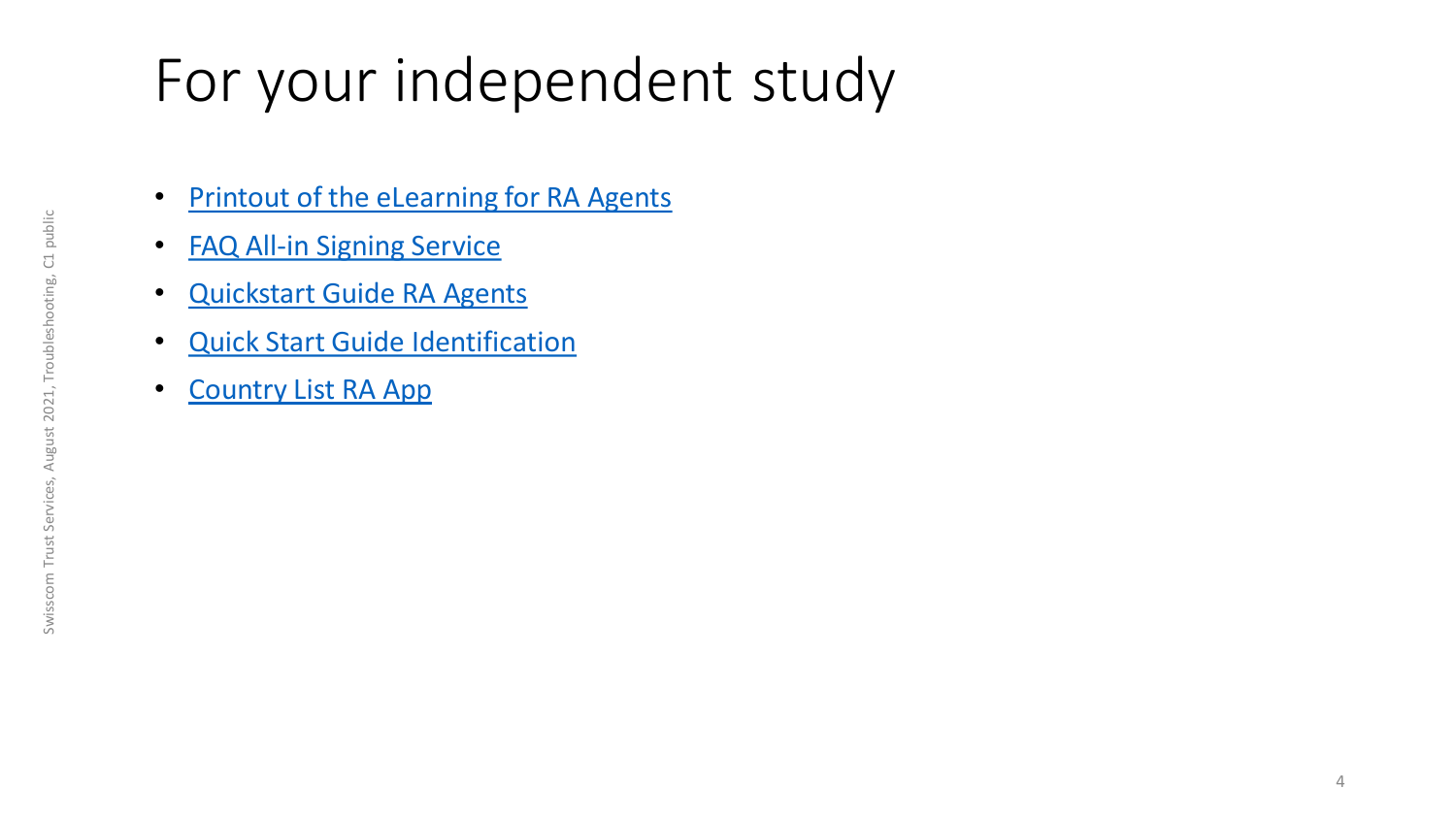# For your independent study

- Printout of the eLearning for RA Agents
- FAQ All-in Signing Service
- Quickstart Guide RA Agents
- Quick Start Guide Identification
- Country List RA App